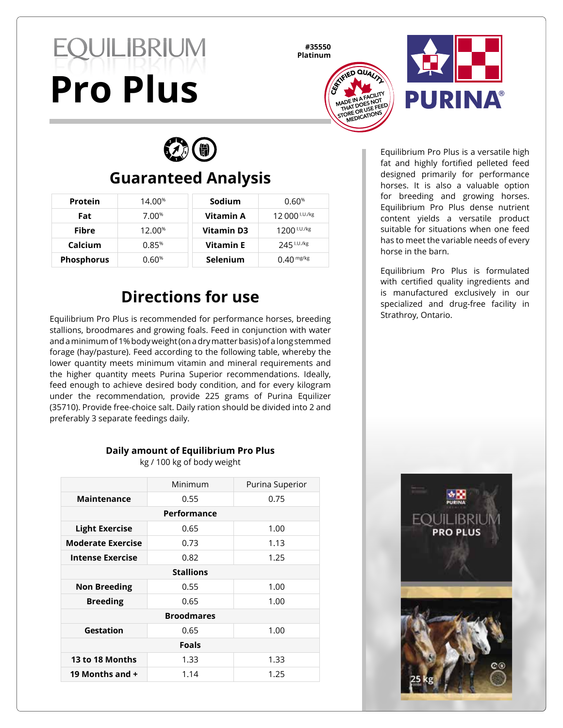# EQUILIBRIUM Pro Plus

#35550
Platinum

CERTIFIED QUALITY
MADE IN A FACILITY THAT DOES NOT STORE OR USE FEED MEDICATIONS

PURINA®

## Guaranteed Analysis

| | | | |
|---|---|---|---|
| **Protein** | 14.00% | **Sodium** | 0.60% |
| **Fat** | 7.00% | **Vitamin A** | 12 000 I.U./kg |
| **Fibre** | 12.00% | **Vitamin D3** | 1200 I.U./kg |
| **Calcium** | 0.85% | **Vitamin E** | 245 I.U./kg |
| **Phosphorus** | 0.60% | **Selenium** | 0.40 mg/kg |

Equilibrium Pro Plus is a versatile high fat and highly fortified pelleted feed designed primarily for performance horses. It is also a valuable option for breeding and growing horses. Equilibrium Pro Plus dense nutrient content yields a versatile product suitable for situations when one feed has to meet the variable needs of every horse in the barn.

Equilibrium Pro Plus is formulated with certified quality ingredients and is manufactured exclusively in our specialized and drug-free facility in Strathroy, Ontario.

## Directions for use

Equilibrium Pro Plus is recommended for performance horses, breeding stallions, broodmares and growing foals. Feed in conjunction with water and a minimum of 1% body weight (on a dry matter basis) of a long stemmed forage (hay/pasture). Feed according to the following table, whereby the lower quantity meets minimum vitamin and mineral requirements and the higher quantity meets Purina Superior recommendations. Ideally, feed enough to achieve desired body condition, and for every kilogram under the recommendation, provide 225 grams of Purina Equilizer (35710). Provide free-choice salt. Daily ration should be divided into 2 and preferably 3 separate feedings daily.

**Daily amount of Equilibrium Pro Plus**
kg / 100 kg of body weight

| | Minimum | Purina Superior |
|---|---|---|
| **Maintenance** | 0.55 | 0.75 |
| **Performance** | | |
| **Light Exercise** | 0.65 | 1.00 |
| **Moderate Exercise** | 0.73 | 1.13 |
| **Intense Exercise** | 0.82 | 1.25 |
| **Stallions** | | |
| **Non Breeding** | 0.55 | 1.00 |
| **Breeding** | 0.65 | 1.00 |
| **Broodmares** | | |
| **Gestation** | 0.65 | 1.00 |
| **Foals** | | |
| **13 to 18 Months** | 1.33 | 1.33 |
| **19 Months and +** | 1.14 | 1.25 |

PURINA
EQUILIBRIUM
PRO PLUS
25 kg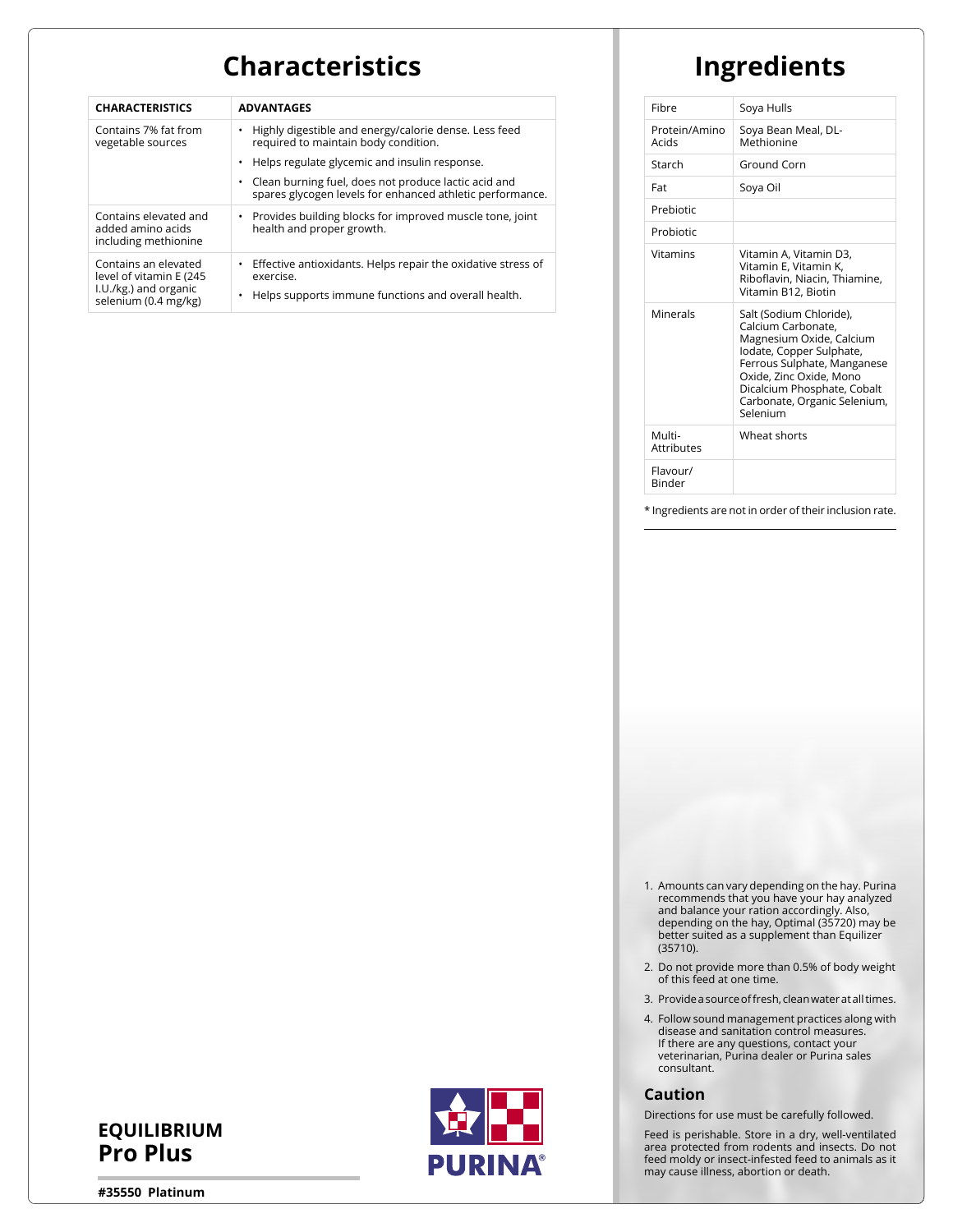# Characteristics

| CHARACTERISTICS | ADVANTAGES |
|---|---|
| Contains 7% fat from vegetable sources | • Highly digestible and energy/calorie dense. Less feed required to maintain body condition.<br>• Helps regulate glycemic and insulin response.<br>• Clean burning fuel, does not produce lactic acid and spares glycogen levels for enhanced athletic performance. |
| Contains elevated and added amino acids including methionine | • Provides building blocks for improved muscle tone, joint health and proper growth. |
| Contains an elevated level of vitamin E (245 I.U./kg.) and organic selenium (0.4 mg/kg) | • Effective antioxidants. Helps repair the oxidative stress of exercise.<br>• Helps supports immune functions and overall health. |

# Ingredients

| | |
|---|---|
| Fibre | Soya Hulls |
| Protein/Amino Acids | Soya Bean Meal, DL-Methionine |
| Starch | Ground Corn |
| Fat | Soya Oil |
| Prebiotic | |
| Probiotic | |
| Vitamins | Vitamin A, Vitamin D3, Vitamin E, Vitamin K, Riboflavin, Niacin, Thiamine, Vitamin B12, Biotin |
| Minerals | Salt (Sodium Chloride), Calcium Carbonate, Magnesium Oxide, Calcium Iodate, Copper Sulphate, Ferrous Sulphate, Manganese Oxide, Zinc Oxide, Mono Dicalcium Phosphate, Cobalt Carbonate, Organic Selenium, Selenium |
| Multi-Attributes | Wheat shorts |
| Flavour/ Binder | |

* Ingredients are not in order of their inclusion rate.

1. Amounts can vary depending on the hay. Purina recommends that you have your hay analyzed and balance your ration accordingly. Also, depending on the hay, Optimal (35720) may be better suited as a supplement than Equilizer (35710).
2. Do not provide more than 0.5% of body weight of this feed at one time.
3. Provide a source of fresh, clean water at all times.
4. Follow sound management practices along with disease and sanitation control measures. If there are any questions, contact your veterinarian, Purina dealer or Purina sales consultant.

## Caution

Directions for use must be carefully followed.

Feed is perishable. Store in a dry, well-ventilated area protected from rodents and insects. Do not feed moldy or insect-infested feed to animals as it may cause illness, abortion or death.

**EQUILIBRIUM**
**Pro Plus**

PURINA®

**#35550 Platinum**